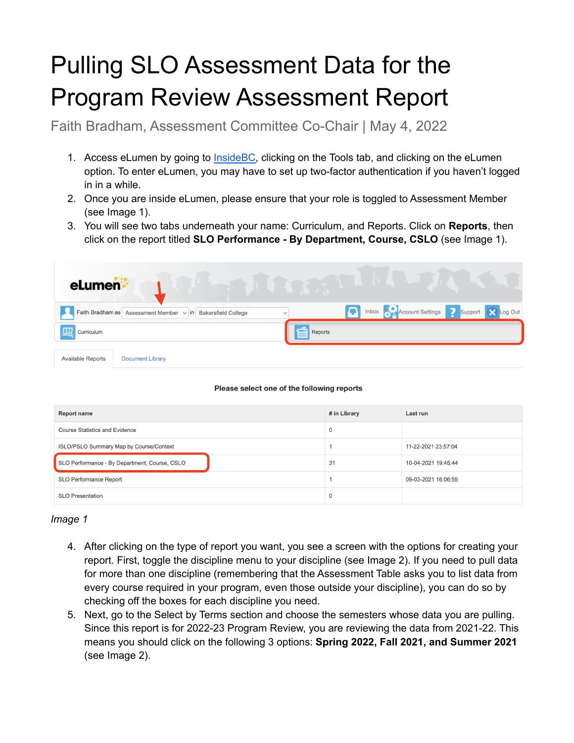# Pulling SLO Assessment Data for the Program Review Assessment Report

Faith Bradham, Assessment Committee Co-Chair | May 4, 2022

1. Access eLumen by going to InsideBC, clicking on the Tools tab, and clicking on the eLumen option. To enter eLumen, you may have to set up two-factor authentication if you haven't logged in in a while.
2. Once you are inside eLumen, please ensure that your role is toggled to Assessment Member (see Image 1).
3. You will see two tabs underneath your name: Curriculum, and Reports. Click on **Reports**, then click on the report titled **SLO Performance - By Department, Course, CSLO** (see Image 1).

*Image 1*

4. After clicking on the type of report you want, you see a screen with the options for creating your report. First, toggle the discipline menu to your discipline (see Image 2). If you need to pull data for more than one discipline (remembering that the Assessment Table asks you to list data from every course required in your program, even those outside your discipline), you can do so by checking off the boxes for each discipline you need.
5. Next, go to the Select by Terms section and choose the semesters whose data you are pulling. Since this report is for 2022-23 Program Review, you are reviewing the data from 2021-22. This means you should click on the following 3 options: **Spring 2022, Fall 2021, and Summer 2021** (see Image 2).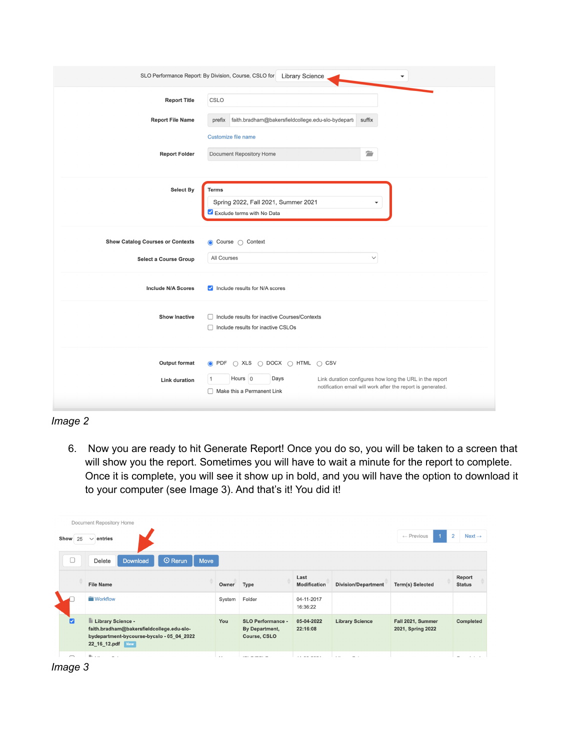*Image 2*

6. Now you are ready to hit Generate Report! Once you do so, you will be taken to a screen that will show you the report. Sometimes you will have to wait a minute for the report to complete. Once it is complete, you will see it show up in bold, and you will have the option to download it to your computer (see Image 3). And that's it! You did it!

*Image 3*